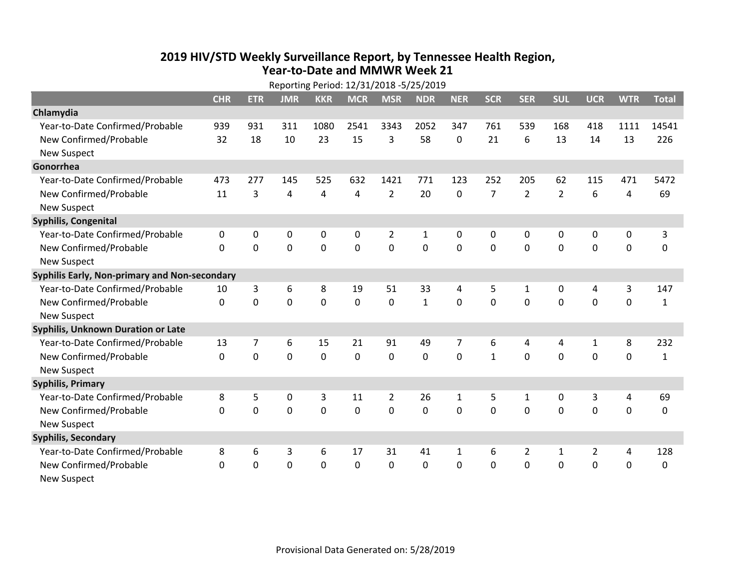# 2019 HIV/STD Weekly Surveillance Report, by Tennessee Health Region, Year-to-Date and MMWR Week 21

Reporting Period: 12/31/2018 -5/25/2019

| | CHR | ETR | JMR | KKR | MCR | MSR | NDR | NER | SCR | SER | SUL | UCR | WTR | Total |
|---|---|---|---|---|---|---|---|---|---|---|---|---|---|---|
| **Chlamydia** | | | | | | | | | | | | | | |
| Year-to-Date Confirmed/Probable | 939 | 931 | 311 | 1080 | 2541 | 3343 | 2052 | 347 | 761 | 539 | 168 | 418 | 1111 | 14541 |
| New Confirmed/Probable | 32 | 18 | 10 | 23 | 15 | 3 | 58 | 0 | 21 | 6 | 13 | 14 | 13 | 226 |
| New Suspect | | | | | | | | | | | | | | |
| **Gonorrhea** | | | | | | | | | | | | | | |
| Year-to-Date Confirmed/Probable | 473 | 277 | 145 | 525 | 632 | 1421 | 771 | 123 | 252 | 205 | 62 | 115 | 471 | 5472 |
| New Confirmed/Probable | 11 | 3 | 4 | 4 | 4 | 2 | 20 | 0 | 7 | 2 | 2 | 6 | 4 | 69 |
| New Suspect | | | | | | | | | | | | | | |
| **Syphilis, Congenital** | | | | | | | | | | | | | | |
| Year-to-Date Confirmed/Probable | 0 | 0 | 0 | 0 | 0 | 2 | 1 | 0 | 0 | 0 | 0 | 0 | 0 | 3 |
| New Confirmed/Probable | 0 | 0 | 0 | 0 | 0 | 0 | 0 | 0 | 0 | 0 | 0 | 0 | 0 | 0 |
| New Suspect | | | | | | | | | | | | | | |
| **Syphilis Early, Non-primary and Non-secondary** | | | | | | | | | | | | | | |
| Year-to-Date Confirmed/Probable | 10 | 3 | 6 | 8 | 19 | 51 | 33 | 4 | 5 | 1 | 0 | 4 | 3 | 147 |
| New Confirmed/Probable | 0 | 0 | 0 | 0 | 0 | 0 | 1 | 0 | 0 | 0 | 0 | 0 | 0 | 1 |
| New Suspect | | | | | | | | | | | | | | |
| **Syphilis, Unknown Duration or Late** | | | | | | | | | | | | | | |
| Year-to-Date Confirmed/Probable | 13 | 7 | 6 | 15 | 21 | 91 | 49 | 7 | 6 | 4 | 4 | 1 | 8 | 232 |
| New Confirmed/Probable | 0 | 0 | 0 | 0 | 0 | 0 | 0 | 0 | 1 | 0 | 0 | 0 | 0 | 1 |
| New Suspect | | | | | | | | | | | | | | |
| **Syphilis, Primary** | | | | | | | | | | | | | | |
| Year-to-Date Confirmed/Probable | 8 | 5 | 0 | 3 | 11 | 2 | 26 | 1 | 5 | 1 | 0 | 3 | 4 | 69 |
| New Confirmed/Probable | 0 | 0 | 0 | 0 | 0 | 0 | 0 | 0 | 0 | 0 | 0 | 0 | 0 | 0 |
| New Suspect | | | | | | | | | | | | | | |
| **Syphilis, Secondary** | | | | | | | | | | | | | | |
| Year-to-Date Confirmed/Probable | 8 | 6 | 3 | 6 | 17 | 31 | 41 | 1 | 6 | 2 | 1 | 2 | 4 | 128 |
| New Confirmed/Probable | 0 | 0 | 0 | 0 | 0 | 0 | 0 | 0 | 0 | 0 | 0 | 0 | 0 | 0 |
| New Suspect | | | | | | | | | | | | | | |

Provisional Data Generated on: 5/28/2019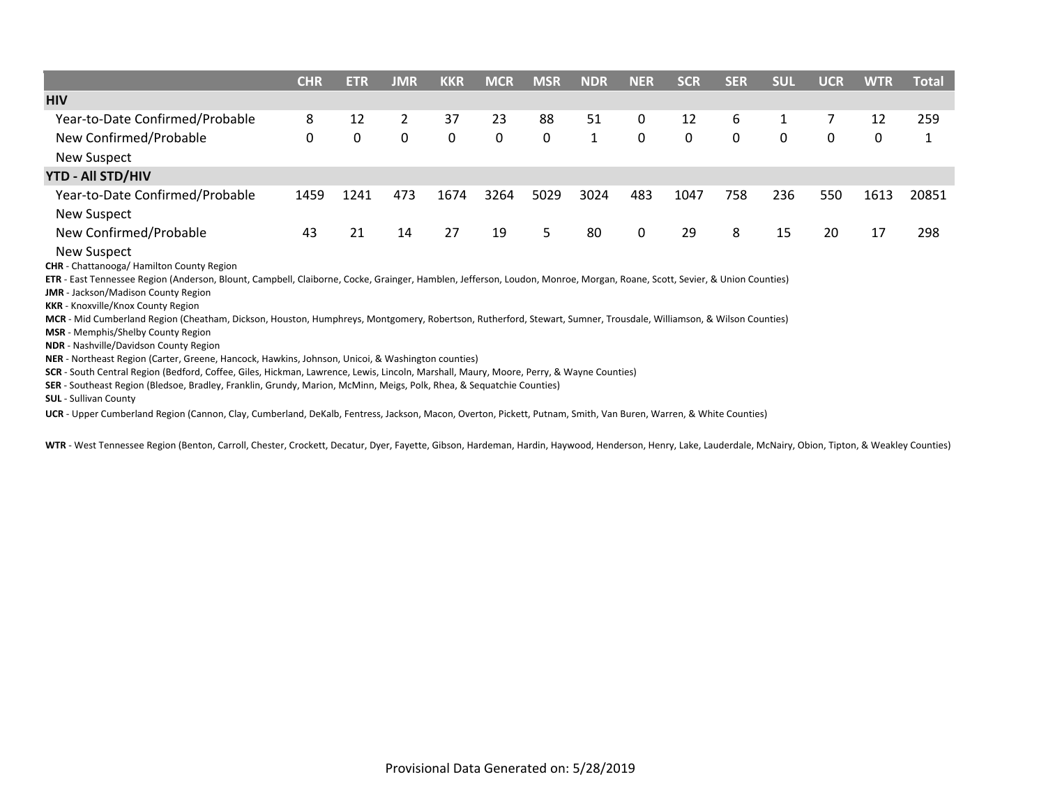| | CHR | ETR | JMR | KKR | MCR | MSR | NDR | NER | SCR | SER | SUL | UCR | WTR | Total |
|---|---|---|---|---|---|---|---|---|---|---|---|---|---|---|
| **HIV** | | | | | | | | | | | | | | |
| Year-to-Date Confirmed/Probable | 8 | 12 | 2 | 37 | 23 | 88 | 51 | 0 | 12 | 6 | 1 | 7 | 12 | 259 |
| New Confirmed/Probable | 0 | 0 | 0 | 0 | 0 | 0 | 1 | 0 | 0 | 0 | 0 | 0 | 0 | 1 |
| New Suspect | | | | | | | | | | | | | | |
| **YTD - All STD/HIV** | | | | | | | | | | | | | | |
| Year-to-Date Confirmed/Probable | 1459 | 1241 | 473 | 1674 | 3264 | 5029 | 3024 | 483 | 1047 | 758 | 236 | 550 | 1613 | 20851 |
| New Suspect | | | | | | | | | | | | | | |
| New Confirmed/Probable | 43 | 21 | 14 | 27 | 19 | 5 | 80 | 0 | 29 | 8 | 15 | 20 | 17 | 298 |
| New Suspect | | | | | | | | | | | | | | |

**CHR** - Chattanooga/ Hamilton County Region

**ETR** - East Tennessee Region (Anderson, Blount, Campbell, Claiborne, Cocke, Grainger, Hamblen, Jefferson, Loudon, Monroe, Morgan, Roane, Scott, Sevier, & Union Counties)

**JMR** - Jackson/Madison County Region

**KKR** - Knoxville/Knox County Region

**MCR** - Mid Cumberland Region (Cheatham, Dickson, Houston, Humphreys, Montgomery, Robertson, Rutherford, Stewart, Sumner, Trousdale, Williamson, & Wilson Counties)

**MSR** - Memphis/Shelby County Region

**NDR** - Nashville/Davidson County Region

**NER** - Northeast Region (Carter, Greene, Hancock, Hawkins, Johnson, Unicoi, & Washington counties)

**SCR** - South Central Region (Bedford, Coffee, Giles, Hickman, Lawrence, Lewis, Lincoln, Marshall, Maury, Moore, Perry, & Wayne Counties)

**SER** - Southeast Region (Bledsoe, Bradley, Franklin, Grundy, Marion, McMinn, Meigs, Polk, Rhea, & Sequatchie Counties)

**SUL** - Sullivan County

**UCR** - Upper Cumberland Region (Cannon, Clay, Cumberland, DeKalb, Fentress, Jackson, Macon, Overton, Pickett, Putnam, Smith, Van Buren, Warren, & White Counties)

**WTR** - West Tennessee Region (Benton, Carroll, Chester, Crockett, Decatur, Dyer, Fayette, Gibson, Hardeman, Hardin, Haywood, Henderson, Henry, Lake, Lauderdale, McNairy, Obion, Tipton, & Weakley Counties)

Provisional Data Generated on: 5/28/2019